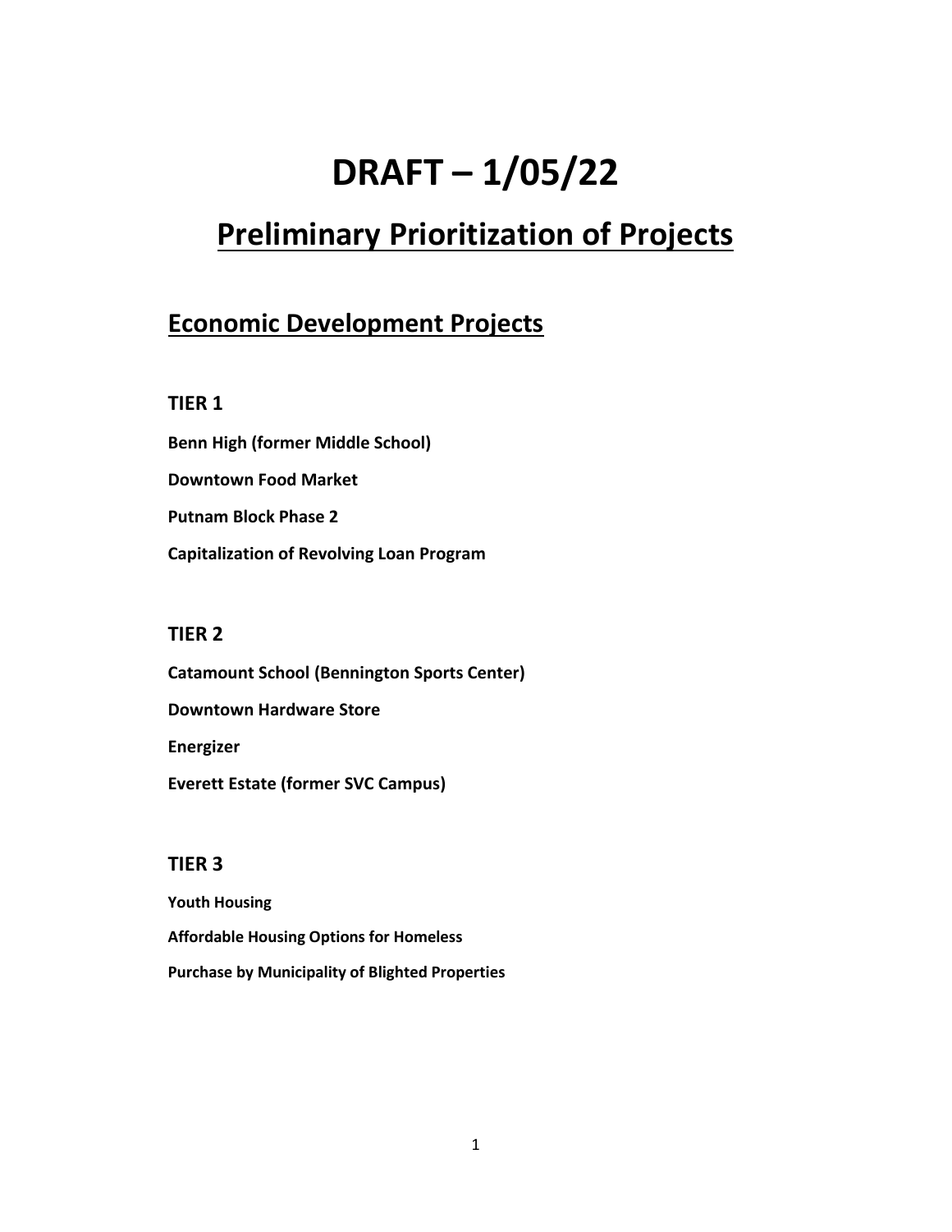# DRAFT – 1/05/22

# Preliminary Prioritization of Projects

## Economic Development Projects

### TIER 1

**Benn High (former Middle School)**

**Downtown Food Market**

**Putnam Block Phase 2**

**Capitalization of Revolving Loan Program**

### TIER 2

**Catamount School (Bennington Sports Center)**

**Downtown Hardware Store**

**Energizer**

**Everett Estate (former SVC Campus)**

### TIER 3

**Youth Housing**

**Affordable Housing Options for Homeless**

**Purchase by Municipality of Blighted Properties**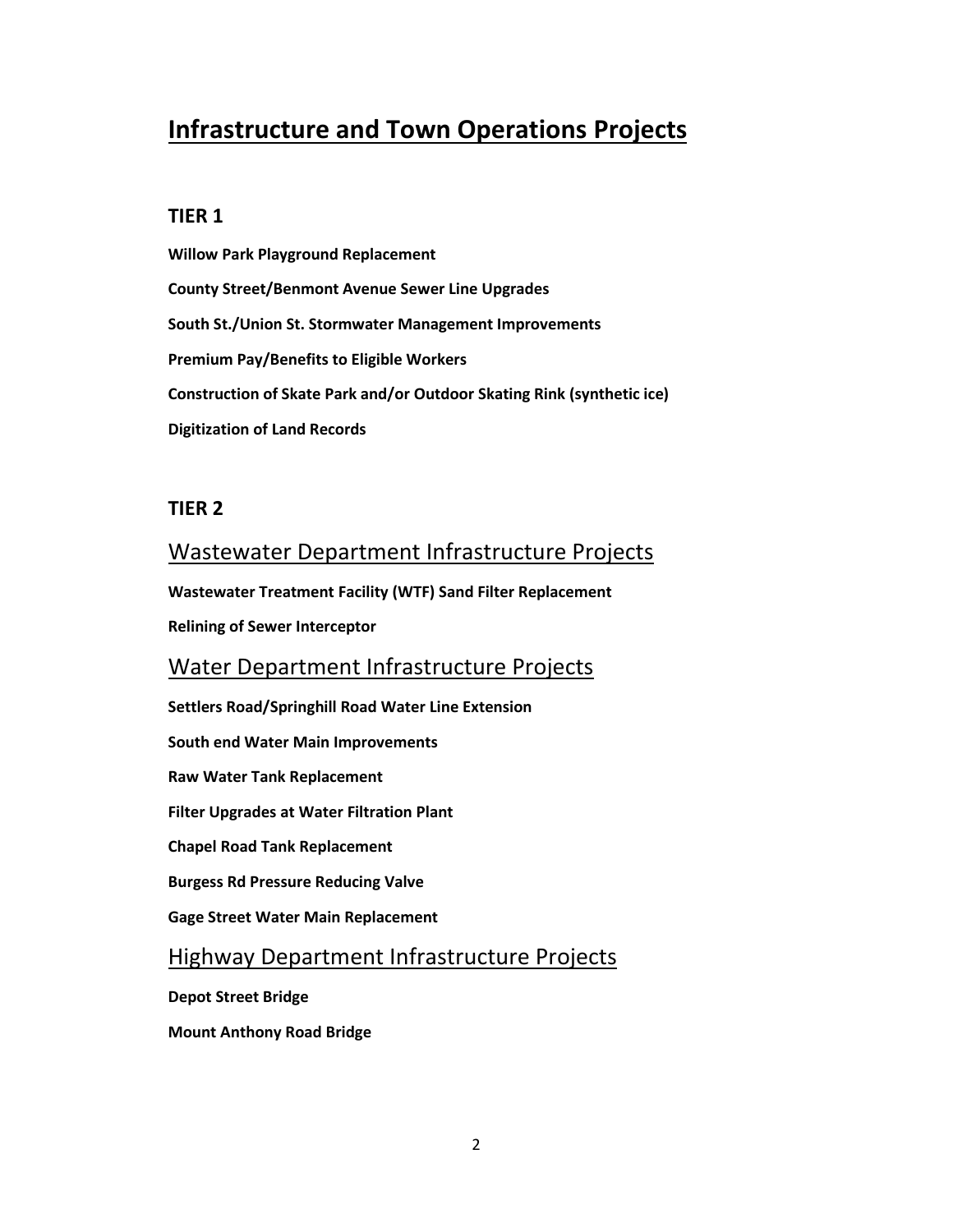# Infrastructure and Town Operations Projects

## TIER 1

**Willow Park Playground Replacement**

**County Street/Benmont Avenue Sewer Line Upgrades**

**South St./Union St. Stormwater Management Improvements**

**Premium Pay/Benefits to Eligible Workers**

**Construction of Skate Park and/or Outdoor Skating Rink (synthetic ice)**

**Digitization of Land Records**

## TIER 2

### Wastewater Department Infrastructure Projects

**Wastewater Treatment Facility (WTF) Sand Filter Replacement**

**Relining of Sewer Interceptor**

### Water Department Infrastructure Projects

**Settlers Road/Springhill Road Water Line Extension**

**South end Water Main Improvements**

**Raw Water Tank Replacement**

**Filter Upgrades at Water Filtration Plant**

**Chapel Road Tank Replacement**

**Burgess Rd Pressure Reducing Valve**

**Gage Street Water Main Replacement**

### Highway Department Infrastructure Projects

**Depot Street Bridge**

**Mount Anthony Road Bridge**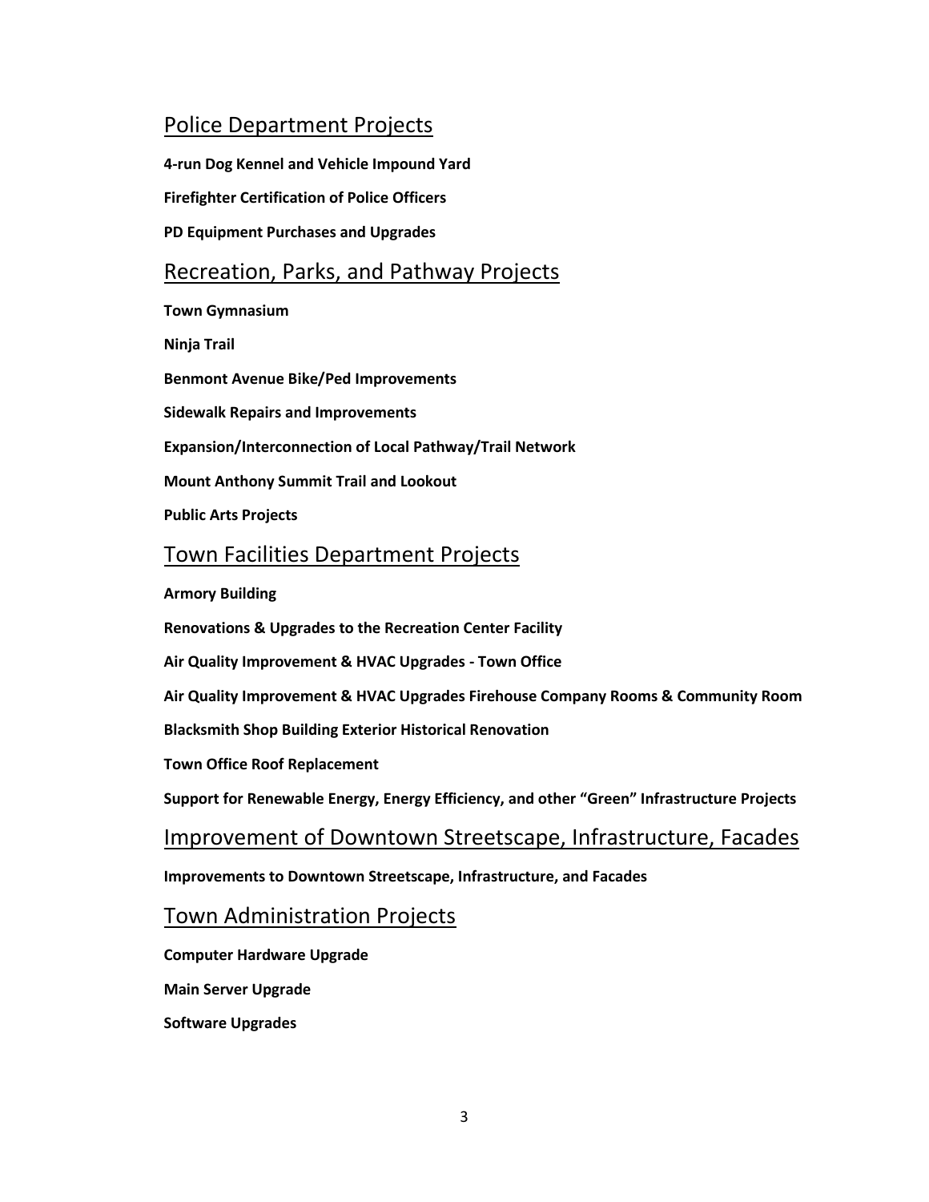## Police Department Projects

**4-run Dog Kennel and Vehicle Impound Yard**

**Firefighter Certification of Police Officers**

**PD Equipment Purchases and Upgrades**

## Recreation, Parks, and Pathway Projects

**Town Gymnasium**

**Ninja Trail**

**Benmont Avenue Bike/Ped Improvements**

**Sidewalk Repairs and Improvements**

**Expansion/Interconnection of Local Pathway/Trail Network**

**Mount Anthony Summit Trail and Lookout**

**Public Arts Projects**

## Town Facilities Department Projects

**Armory Building**

**Renovations & Upgrades to the Recreation Center Facility**

**Air Quality Improvement & HVAC Upgrades - Town Office**

**Air Quality Improvement & HVAC Upgrades Firehouse Company Rooms & Community Room**

**Blacksmith Shop Building Exterior Historical Renovation**

**Town Office Roof Replacement**

**Support for Renewable Energy, Energy Efficiency, and other "Green" Infrastructure Projects**

## Improvement of Downtown Streetscape, Infrastructure, Facades

**Improvements to Downtown Streetscape, Infrastructure, and Facades**

## Town Administration Projects

**Computer Hardware Upgrade**

**Main Server Upgrade**

**Software Upgrades**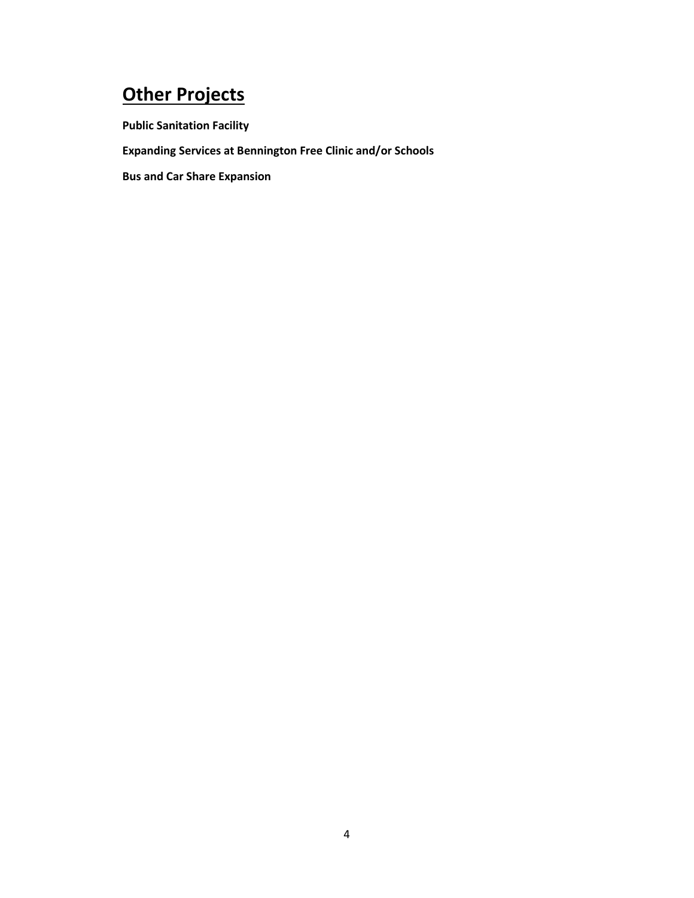# Other Projects

**Public Sanitation Facility**

**Expanding Services at Bennington Free Clinic and/or Schools**

**Bus and Car Share Expansion**